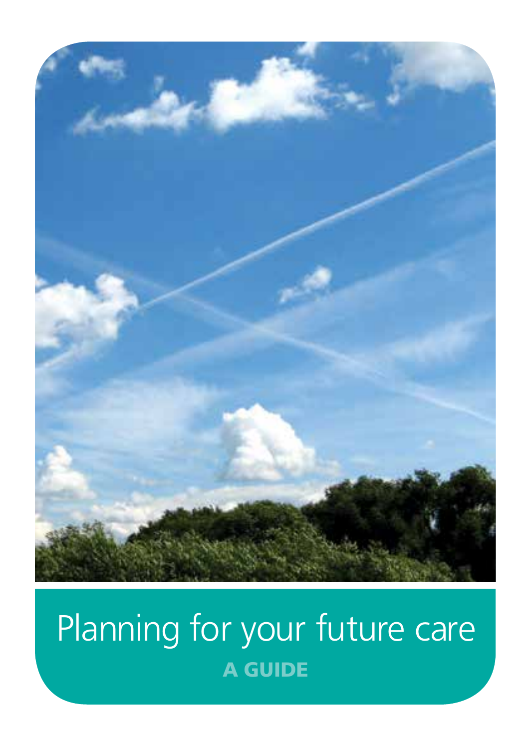# Planning for your future care

**A GUIDE**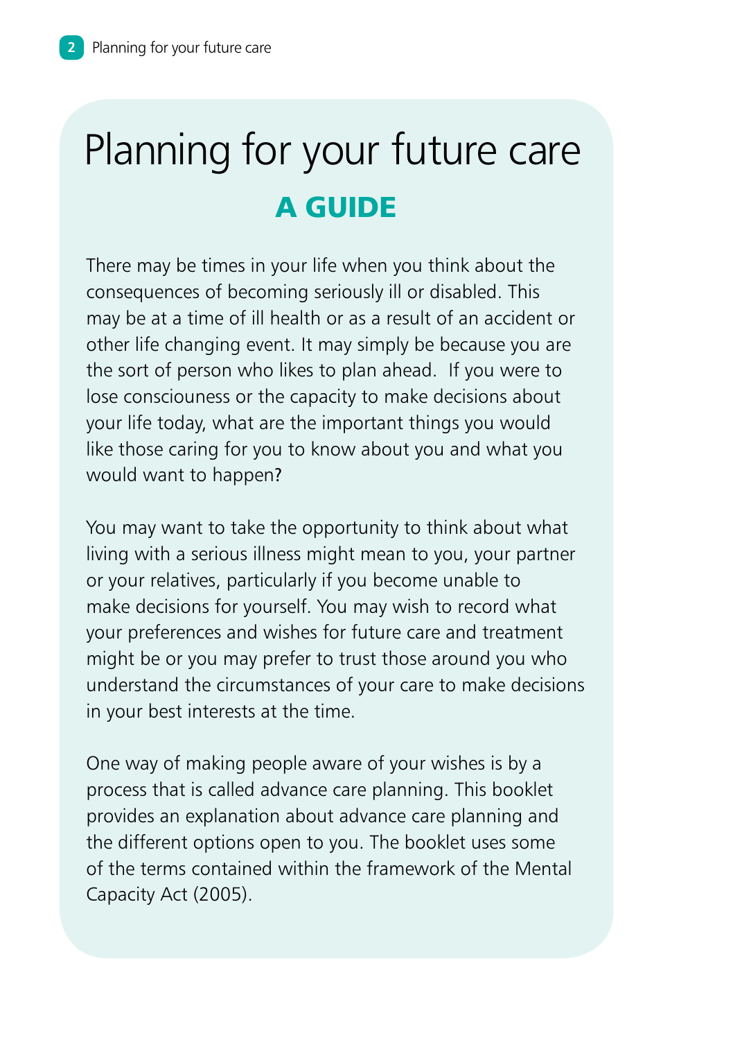# Planning for your future care

## A GUIDE

There may be times in your life when you think about the consequences of becoming seriously ill or disabled. This may be at a time of ill health or as a result of an accident or other life changing event. It may simply be because you are the sort of person who likes to plan ahead. If you were to lose consciouness or the capacity to make decisions about your life today, what are the important things you would like those caring for you to know about you and what you would want to happen?

You may want to take the opportunity to think about what living with a serious illness might mean to you, your partner or your relatives, particularly if you become unable to make decisions for yourself. You may wish to record what your preferences and wishes for future care and treatment might be or you may prefer to trust those around you who understand the circumstances of your care to make decisions in your best interests at the time.

One way of making people aware of your wishes is by a process that is called advance care planning. This booklet provides an explanation about advance care planning and the different options open to you. The booklet uses some of the terms contained within the framework of the Mental Capacity Act (2005).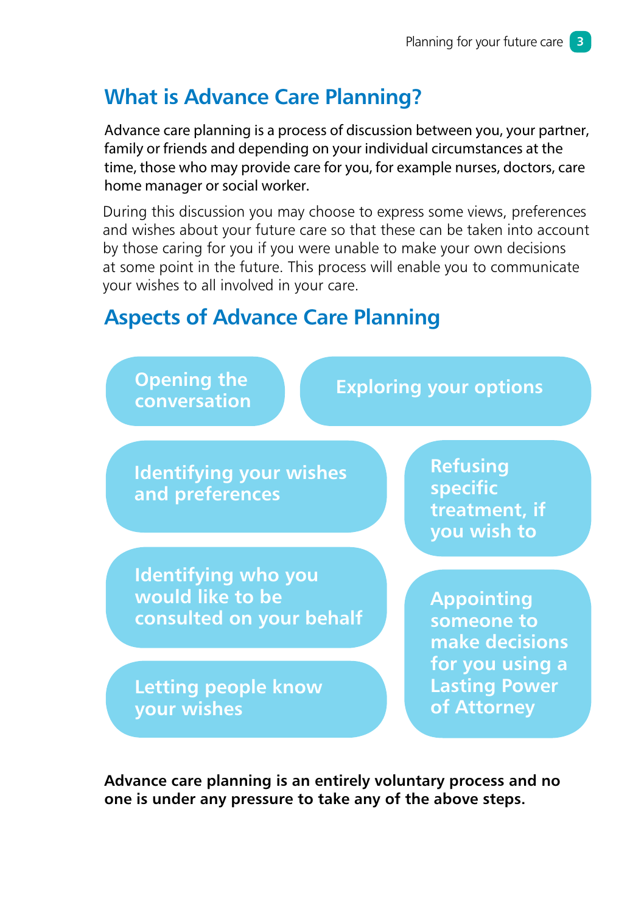## What is Advance Care Planning?

Advance care planning is a process of discussion between you, your partner, family or friends and depending on your individual circumstances at the time, those who may provide care for you, for example nurses, doctors, care home manager or social worker.

During this discussion you may choose to express some views, preferences and wishes about your future care so that these can be taken into account by those caring for you if you were unable to make your own decisions at some point in the future. This process will enable you to communicate your wishes to all involved in your care.

## Aspects of Advance Care Planning

- Opening the conversation
- Exploring your options
- Identifying your wishes and preferences
- Refusing specific treatment, if you wish to
- Identifying who you would like to be consulted on your behalf
- Appointing someone to make decisions for you using a Lasting Power of Attorney
- Letting people know your wishes

**Advance care planning is an entirely voluntary process and no one is under any pressure to take any of the above steps.**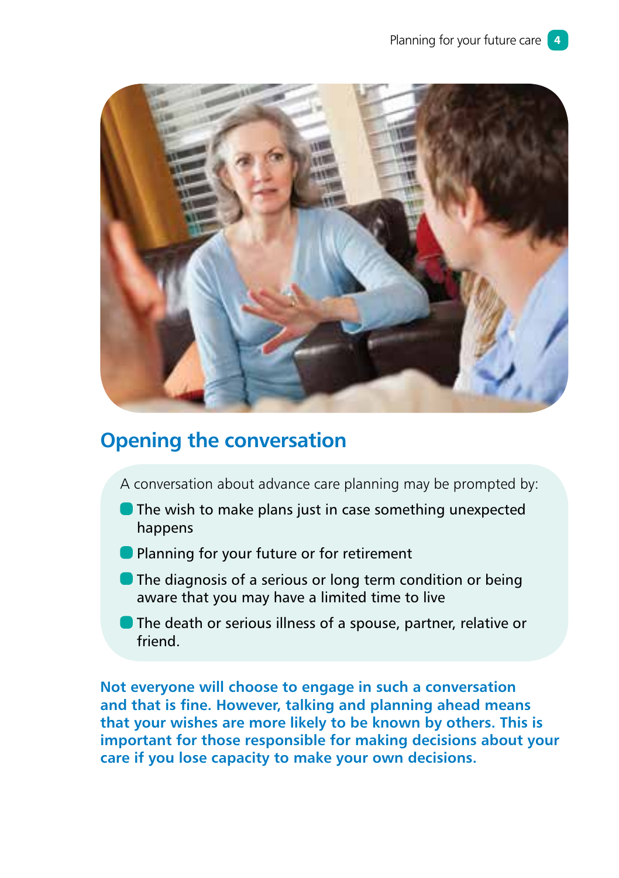## Opening the conversation

A conversation about advance care planning may be prompted by:

- The wish to make plans just in case something unexpected happens
- Planning for your future or for retirement
- The diagnosis of a serious or long term condition or being aware that you may have a limited time to live
- The death or serious illness of a spouse, partner, relative or friend.

**Not everyone will choose to engage in such a conversation and that is fine. However, talking and planning ahead means that your wishes are more likely to be known by others. This is important for those responsible for making decisions about your care if you lose capacity to make your own decisions.**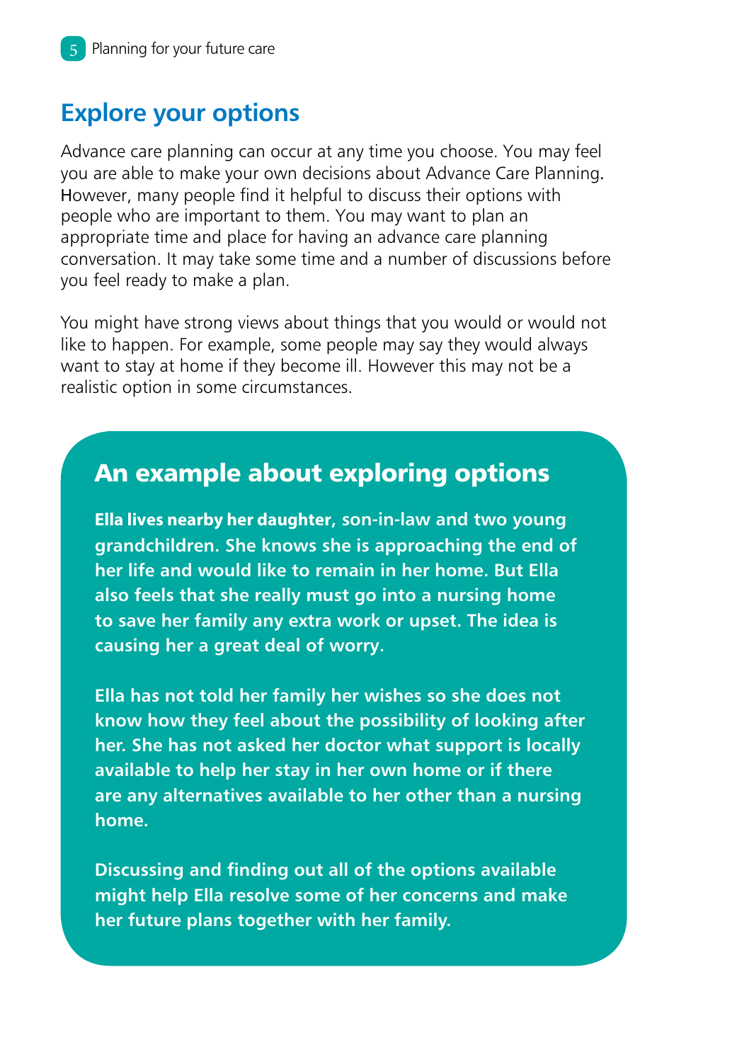## Explore your options

Advance care planning can occur at any time you choose. You may feel you are able to make your own decisions about Advance Care Planning. However, many people find it helpful to discuss their options with people who are important to them. You may want to plan an appropriate time and place for having an advance care planning conversation. It may take some time and a number of discussions before you feel ready to make a plan.

You might have strong views about things that you would or would not like to happen. For example, some people may say they would always want to stay at home if they become ill. However this may not be a realistic option in some circumstances.

### An example about exploring options

**Ella lives nearby her daughter, son-in-law and two young grandchildren. She knows she is approaching the end of her life and would like to remain in her home. But Ella also feels that she really must go into a nursing home to save her family any extra work or upset. The idea is causing her a great deal of worry.**

**Ella has not told her family her wishes so she does not know how they feel about the possibility of looking after her. She has not asked her doctor what support is locally available to help her stay in her own home or if there are any alternatives available to her other than a nursing home.**

**Discussing and finding out all of the options available might help Ella resolve some of her concerns and make her future plans together with her family.**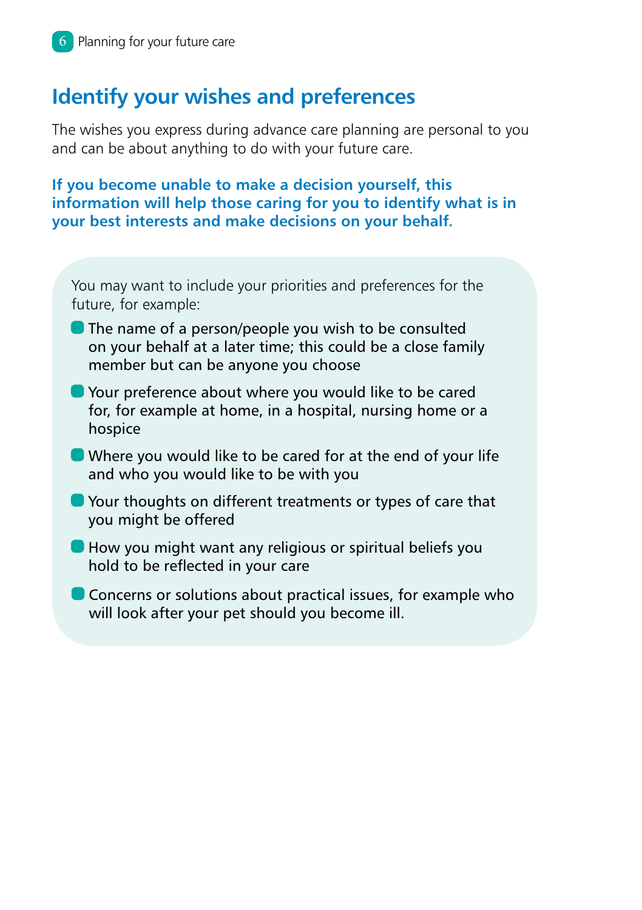## Identify your wishes and preferences

The wishes you express during advance care planning are personal to you and can be about anything to do with your future care.

**If you become unable to make a decision yourself, this information will help those caring for you to identify what is in your best interests and make decisions on your behalf.**

You may want to include your priorities and preferences for the future, for example:

- The name of a person/people you wish to be consulted on your behalf at a later time; this could be a close family member but can be anyone you choose
- Your preference about where you would like to be cared for, for example at home, in a hospital, nursing home or a hospice
- Where you would like to be cared for at the end of your life and who you would like to be with you
- Your thoughts on different treatments or types of care that you might be offered
- How you might want any religious or spiritual beliefs you hold to be reflected in your care
- Concerns or solutions about practical issues, for example who will look after your pet should you become ill.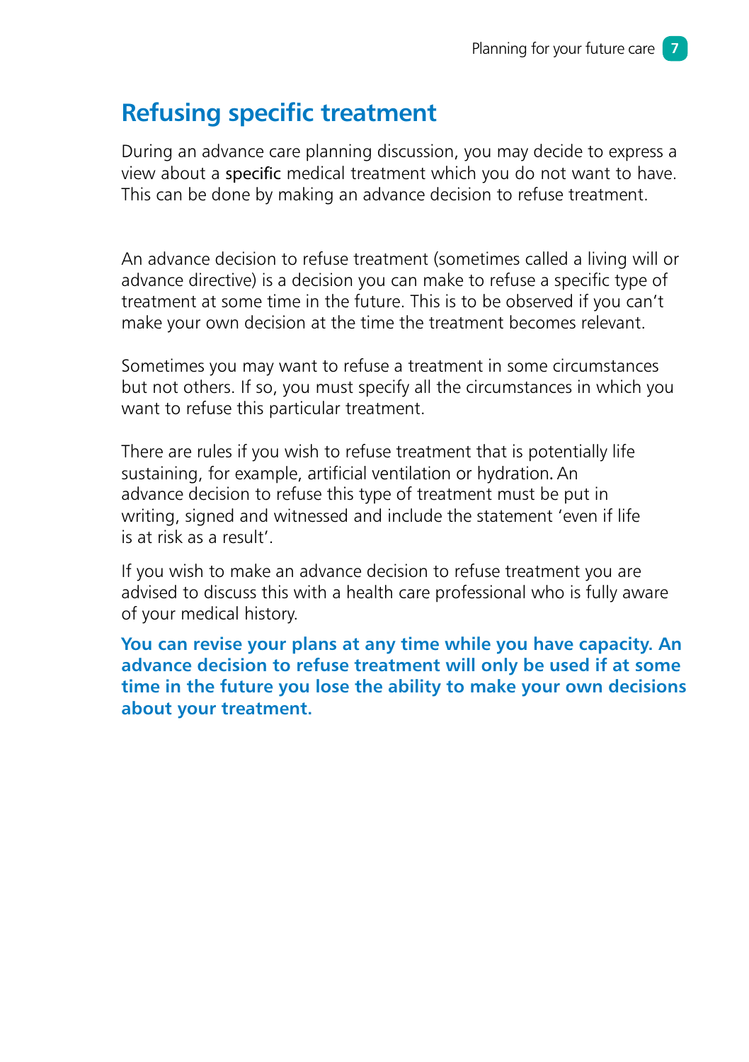## Refusing specific treatment

During an advance care planning discussion, you may decide to express a view about a specific medical treatment which you do not want to have. This can be done by making an advance decision to refuse treatment.

An advance decision to refuse treatment (sometimes called a living will or advance directive) is a decision you can make to refuse a specific type of treatment at some time in the future. This is to be observed if you can't make your own decision at the time the treatment becomes relevant.

Sometimes you may want to refuse a treatment in some circumstances but not others. If so, you must specify all the circumstances in which you want to refuse this particular treatment.

There are rules if you wish to refuse treatment that is potentially life sustaining, for example, artificial ventilation or hydration. An advance decision to refuse this type of treatment must be put in writing, signed and witnessed and include the statement 'even if life is at risk as a result'.

If you wish to make an advance decision to refuse treatment you are advised to discuss this with a health care professional who is fully aware of your medical history.

**You can revise your plans at any time while you have capacity. An advance decision to refuse treatment will only be used if at some time in the future you lose the ability to make your own decisions about your treatment.**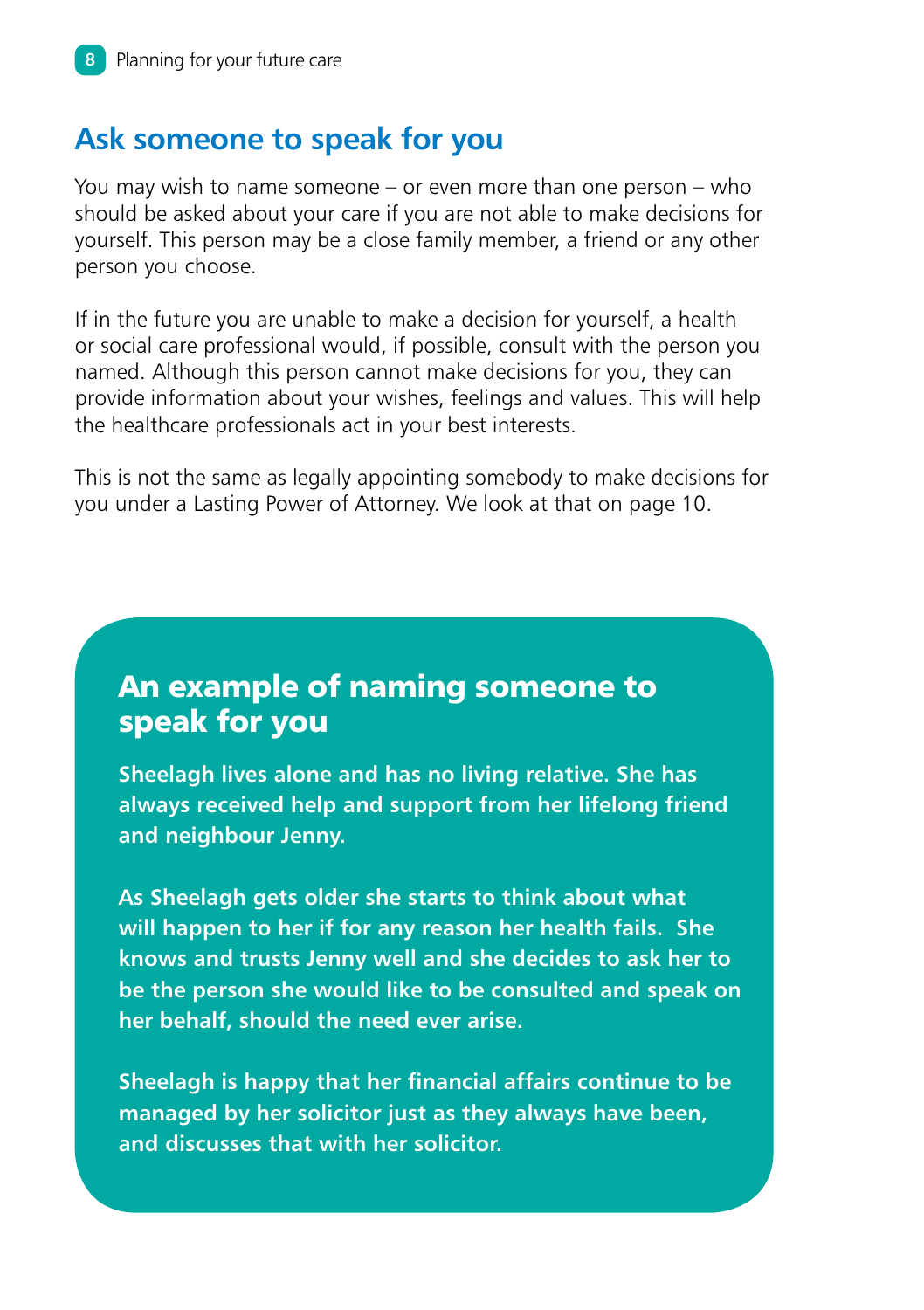## Ask someone to speak for you

You may wish to name someone – or even more than one person – who should be asked about your care if you are not able to make decisions for yourself. This person may be a close family member, a friend or any other person you choose.

If in the future you are unable to make a decision for yourself, a health or social care professional would, if possible, consult with the person you named. Although this person cannot make decisions for you, they can provide information about your wishes, feelings and values. This will help the healthcare professionals act in your best interests.

This is not the same as legally appointing somebody to make decisions for you under a Lasting Power of Attorney. We look at that on page 10.

### An example of naming someone to speak for you

**Sheelagh lives alone and has no living relative. She has always received help and support from her lifelong friend and neighbour Jenny.**

**As Sheelagh gets older she starts to think about what will happen to her if for any reason her health fails. She knows and trusts Jenny well and she decides to ask her to be the person she would like to be consulted and speak on her behalf, should the need ever arise.**

**Sheelagh is happy that her financial affairs continue to be managed by her solicitor just as they always have been, and discusses that with her solicitor.**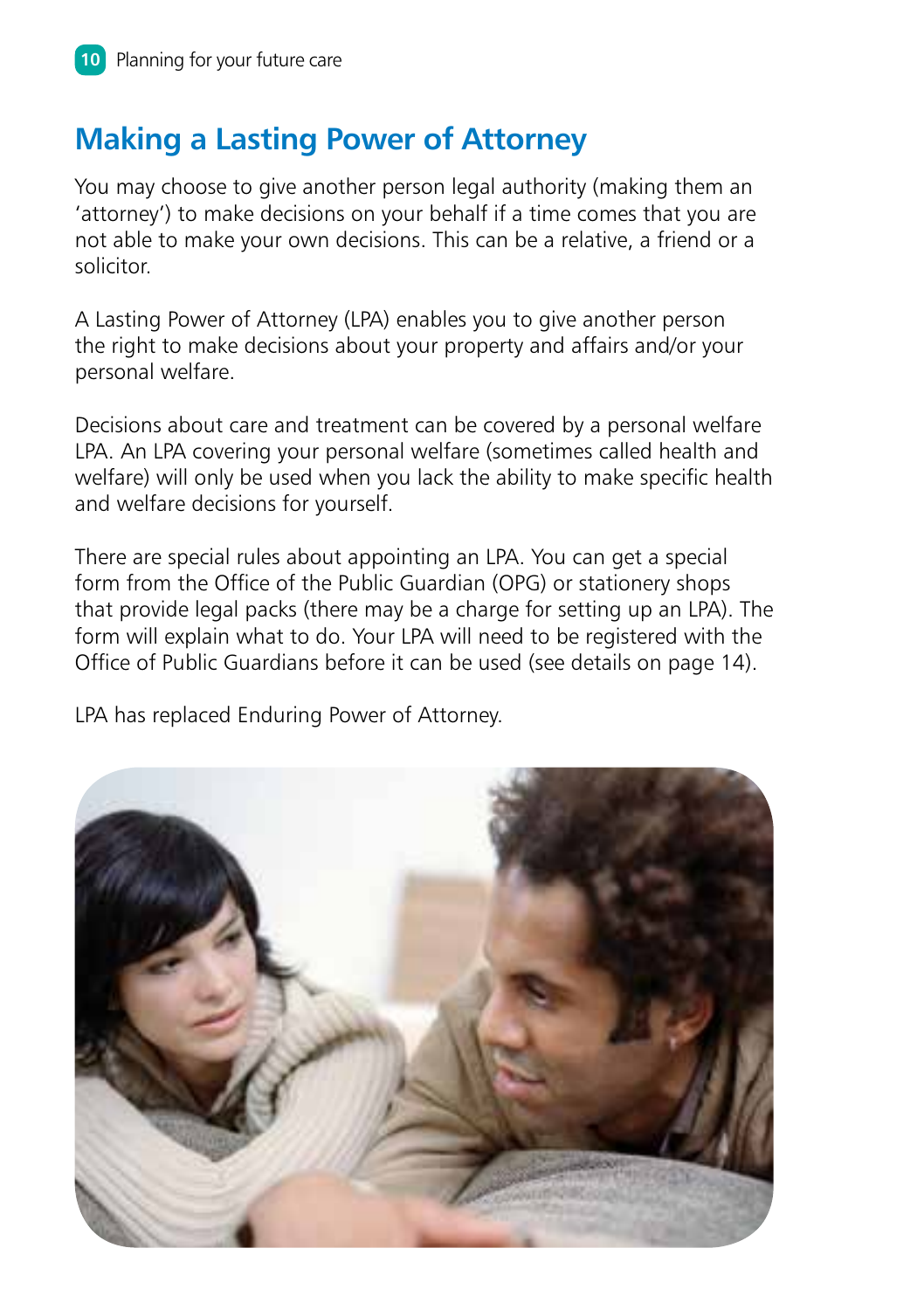## Making a Lasting Power of Attorney

You may choose to give another person legal authority (making them an 'attorney') to make decisions on your behalf if a time comes that you are not able to make your own decisions. This can be a relative, a friend or a solicitor.

A Lasting Power of Attorney (LPA) enables you to give another person the right to make decisions about your property and affairs and/or your personal welfare.

Decisions about care and treatment can be covered by a personal welfare LPA. An LPA covering your personal welfare (sometimes called health and welfare) will only be used when you lack the ability to make specific health and welfare decisions for yourself.

There are special rules about appointing an LPA. You can get a special form from the Office of the Public Guardian (OPG) or stationery shops that provide legal packs (there may be a charge for setting up an LPA). The form will explain what to do. Your LPA will need to be registered with the Office of Public Guardians before it can be used (see details on page 14).

LPA has replaced Enduring Power of Attorney.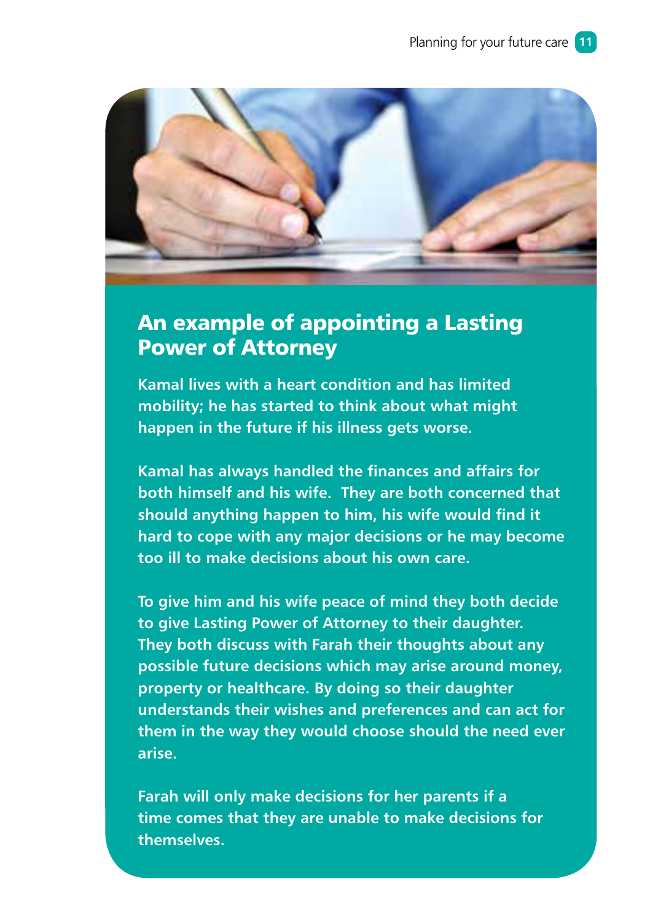## An example of appointing a Lasting Power of Attorney

**Kamal lives with a heart condition and has limited mobility; he has started to think about what might happen in the future if his illness gets worse.**

**Kamal has always handled the finances and affairs for both himself and his wife. They are both concerned that should anything happen to him, his wife would find it hard to cope with any major decisions or he may become too ill to make decisions about his own care.**

**To give him and his wife peace of mind they both decide to give Lasting Power of Attorney to their daughter. They both discuss with Farah their thoughts about any possible future decisions which may arise around money, property or healthcare. By doing so their daughter understands their wishes and preferences and can act for them in the way they would choose should the need ever arise.**

**Farah will only make decisions for her parents if a time comes that they are unable to make decisions for themselves.**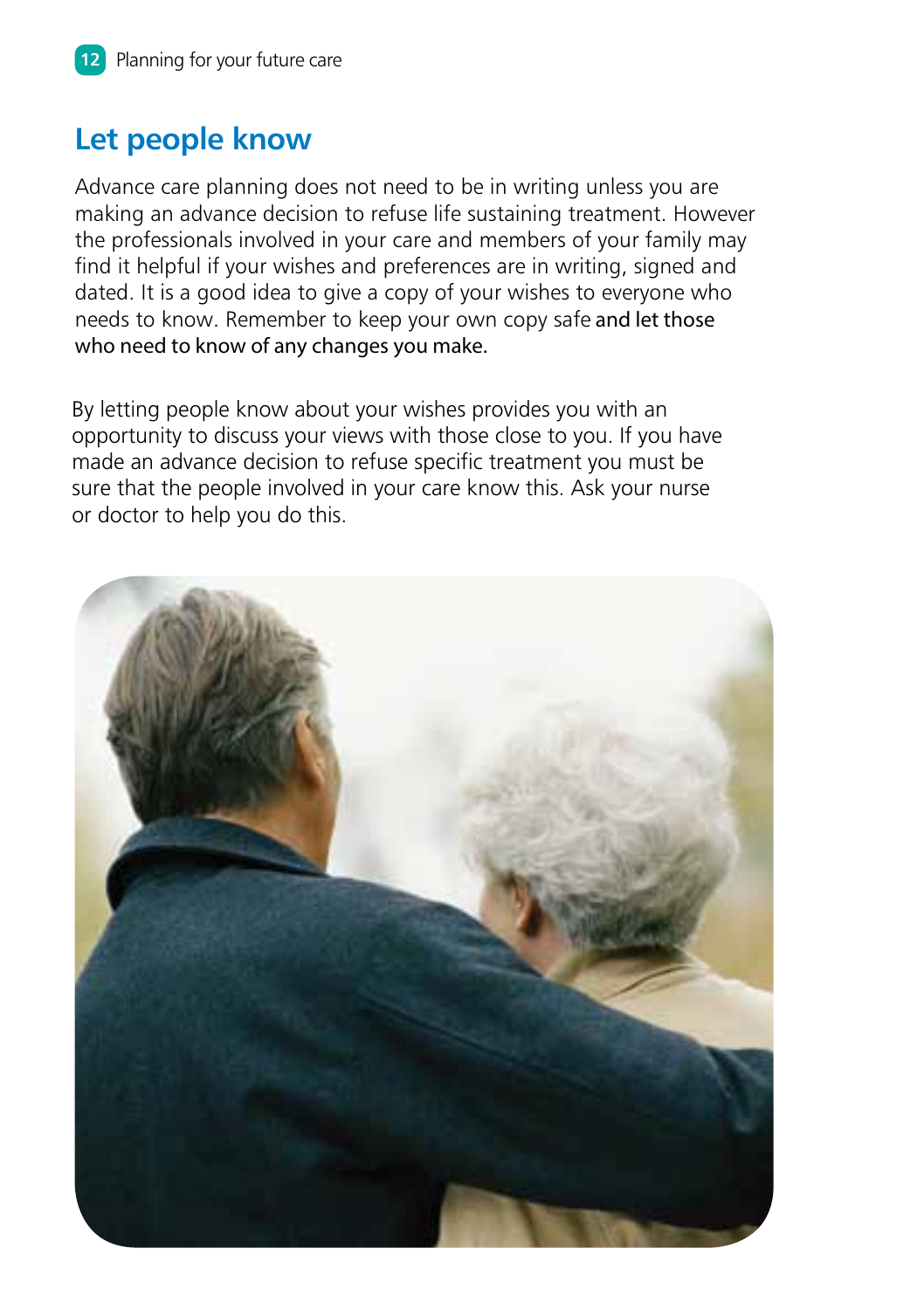## Let people know

Advance care planning does not need to be in writing unless you are making an advance decision to refuse life sustaining treatment. However the professionals involved in your care and members of your family may find it helpful if your wishes and preferences are in writing, signed and dated. It is a good idea to give a copy of your wishes to everyone who needs to know. Remember to keep your own copy safe and let those who need to know of any changes you make.

By letting people know about your wishes provides you with an opportunity to discuss your views with those close to you. If you have made an advance decision to refuse specific treatment you must be sure that the people involved in your care know this. Ask your nurse or doctor to help you do this.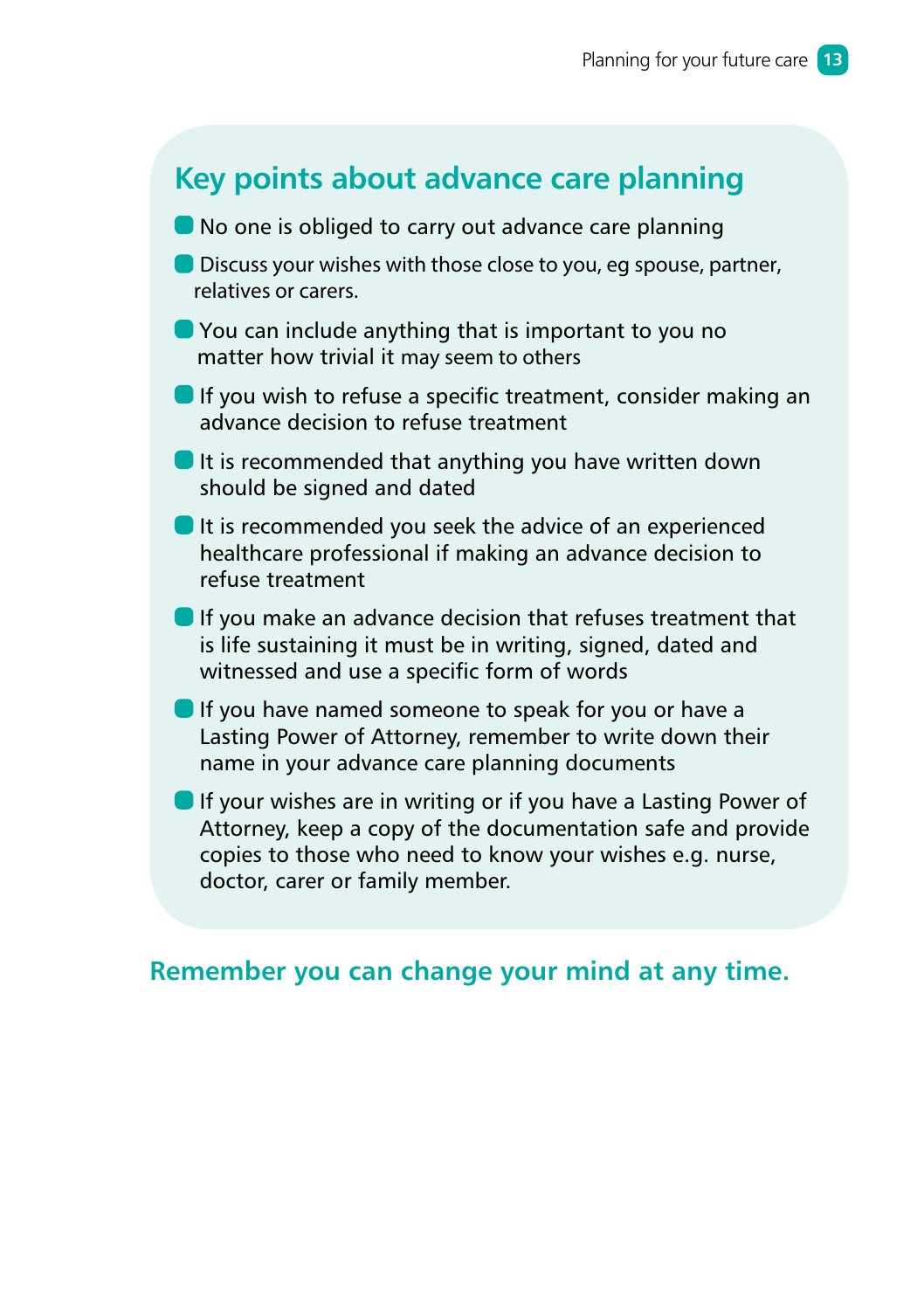## Key points about advance care planning

- No one is obliged to carry out advance care planning
- Discuss your wishes with those close to you, eg spouse, partner, relatives or carers.
- You can include anything that is important to you no matter how trivial it may seem to others
- If you wish to refuse a specific treatment, consider making an advance decision to refuse treatment
- It is recommended that anything you have written down should be signed and dated
- It is recommended you seek the advice of an experienced healthcare professional if making an advance decision to refuse treatment
- If you make an advance decision that refuses treatment that is life sustaining it must be in writing, signed, dated and witnessed and use a specific form of words
- If you have named someone to speak for you or have a Lasting Power of Attorney, remember to write down their name in your advance care planning documents
- If your wishes are in writing or if you have a Lasting Power of Attorney, keep a copy of the documentation safe and provide copies to those who need to know your wishes e.g. nurse, doctor, carer or family member.

**Remember you can change your mind at any time.**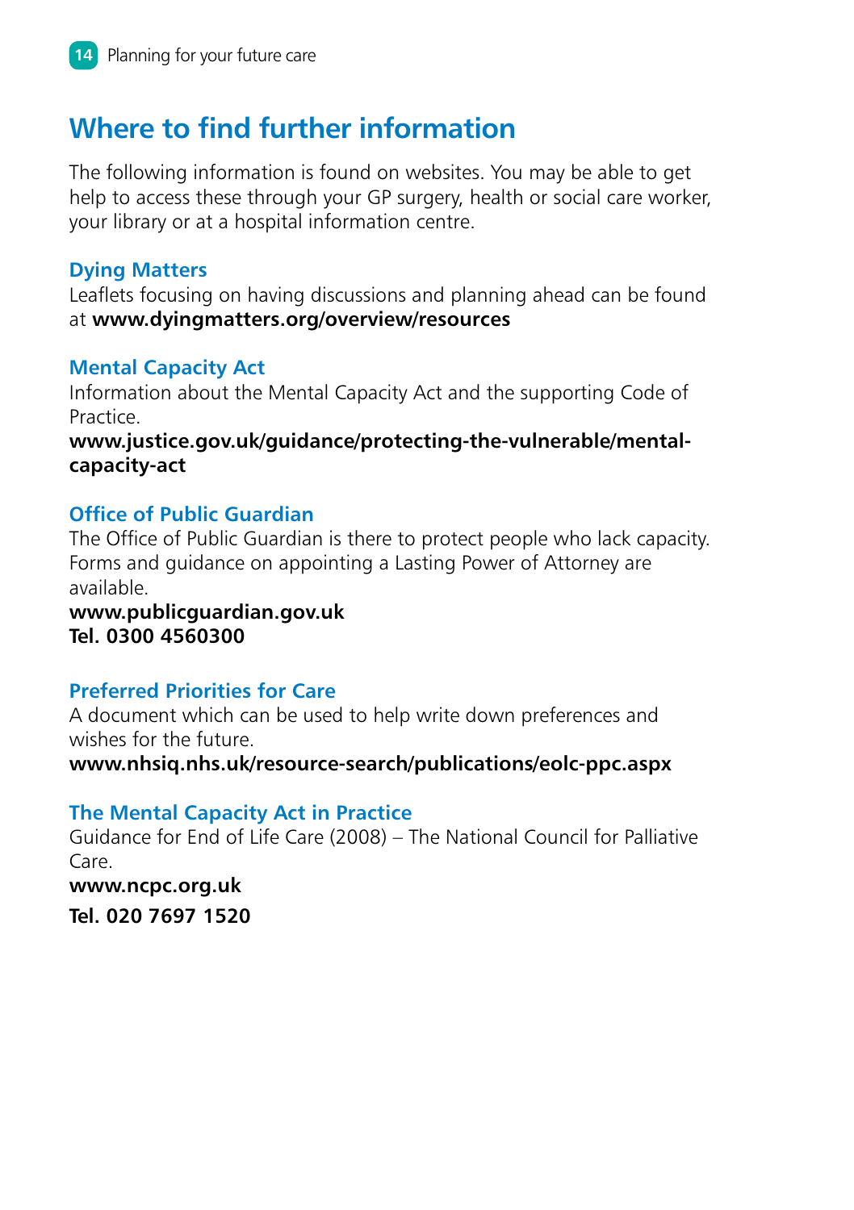## Where to find further information

The following information is found on websites. You may be able to get help to access these through your GP surgery, health or social care worker, your library or at a hospital information centre.

### Dying Matters

Leaflets focusing on having discussions and planning ahead can be found at **www.dyingmatters.org/overview/resources**

### Mental Capacity Act

Information about the Mental Capacity Act and the supporting Code of Practice.
**www.justice.gov.uk/guidance/protecting-the-vulnerable/mental-capacity-act**

### Office of Public Guardian

The Office of Public Guardian is there to protect people who lack capacity. Forms and guidance on appointing a Lasting Power of Attorney are available.
**www.publicguardian.gov.uk**
**Tel. 0300 4560300**

### Preferred Priorities for Care

A document which can be used to help write down preferences and wishes for the future.
**www.nhsiq.nhs.uk/resource-search/publications/eolc-ppc.aspx**

### The Mental Capacity Act in Practice

Guidance for End of Life Care (2008) – The National Council for Palliative Care.
**www.ncpc.org.uk**
**Tel. 020 7697 1520**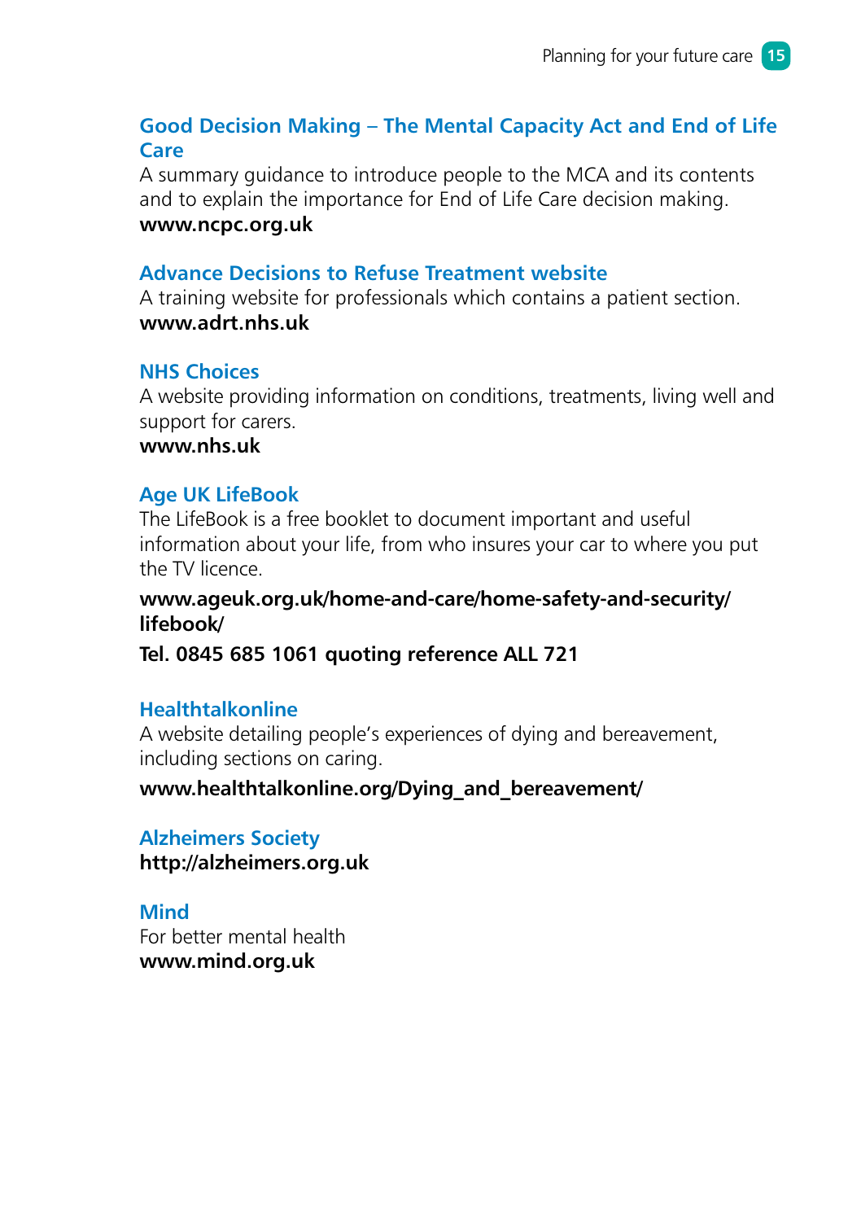### Good Decision Making – The Mental Capacity Act and End of Life Care

A summary guidance to introduce people to the MCA and its contents and to explain the importance for End of Life Care decision making.
**www.ncpc.org.uk**

### Advance Decisions to Refuse Treatment website

A training website for professionals which contains a patient section.
**www.adrt.nhs.uk**

### NHS Choices

A website providing information on conditions, treatments, living well and support for carers.
**www.nhs.uk**

### Age UK LifeBook

The LifeBook is a free booklet to document important and useful information about your life, from who insures your car to where you put the TV licence.

**www.ageuk.org.uk/home-and-care/home-safety-and-security/lifebook/**

**Tel. 0845 685 1061 quoting reference ALL 721**

### Healthtalkonline

A website detailing people's experiences of dying and bereavement, including sections on caring.

**www.healthtalkonline.org/Dying_and_bereavement/**

### Alzheimers Society

**http://alzheimers.org.uk**

### Mind

For better mental health
**www.mind.org.uk**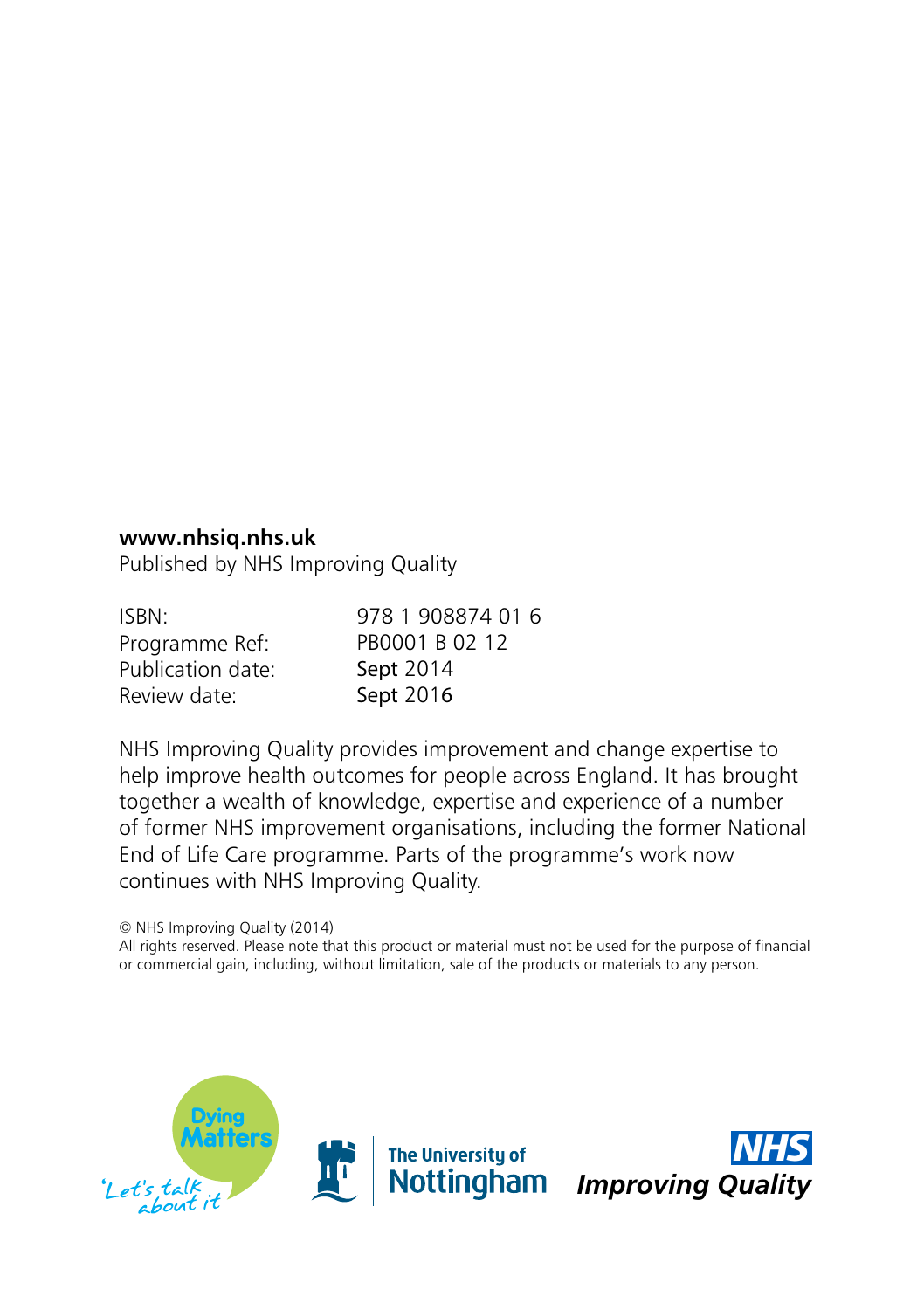**www.nhsiq.nhs.uk**
Published by NHS Improving Quality

| | |
|---|---|
| ISBN: | 978 1 908874 01 6 |
| Programme Ref: | PB0001 B 02 12 |
| Publication date: | Sept 2014 |
| Review date: | Sept 2016 |

NHS Improving Quality provides improvement and change expertise to help improve health outcomes for people across England. It has brought together a wealth of knowledge, expertise and experience of a number of former NHS improvement organisations, including the former National End of Life Care programme. Parts of the programme's work now continues with NHS Improving Quality.

© NHS Improving Quality (2014)
All rights reserved. Please note that this product or material must not be used for the purpose of financial or commercial gain, including, without limitation, sale of the products or materials to any person.

Dying Matters 'Let's talk about it'

The University of Nottingham

NHS Improving Quality